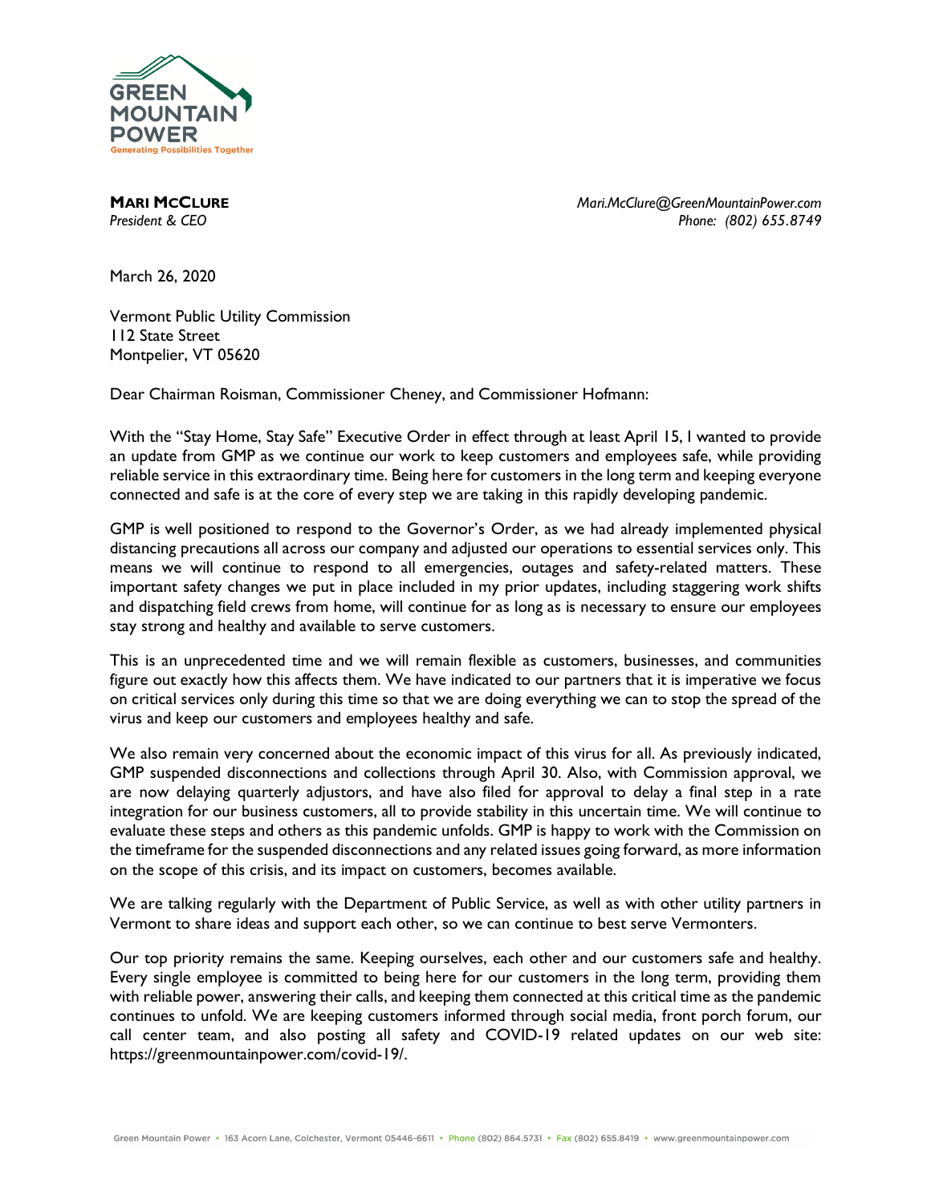GREEN MOUNTAIN POWER
Generating Possibilities Together

**MARI MCCLURE**
*President & CEO*

*Mari.McClure@GreenMountainPower.com*
*Phone: (802) 655.8749*

March 26, 2020

Vermont Public Utility Commission
112 State Street
Montpelier, VT 05620

Dear Chairman Roisman, Commissioner Cheney, and Commissioner Hofmann:

With the "Stay Home, Stay Safe" Executive Order in effect through at least April 15, I wanted to provide an update from GMP as we continue our work to keep customers and employees safe, while providing reliable service in this extraordinary time. Being here for customers in the long term and keeping everyone connected and safe is at the core of every step we are taking in this rapidly developing pandemic.

GMP is well positioned to respond to the Governor's Order, as we had already implemented physical distancing precautions all across our company and adjusted our operations to essential services only. This means we will continue to respond to all emergencies, outages and safety-related matters. These important safety changes we put in place included in my prior updates, including staggering work shifts and dispatching field crews from home, will continue for as long as is necessary to ensure our employees stay strong and healthy and available to serve customers.

This is an unprecedented time and we will remain flexible as customers, businesses, and communities figure out exactly how this affects them. We have indicated to our partners that it is imperative we focus on critical services only during this time so that we are doing everything we can to stop the spread of the virus and keep our customers and employees healthy and safe.

We also remain very concerned about the economic impact of this virus for all. As previously indicated, GMP suspended disconnections and collections through April 30. Also, with Commission approval, we are now delaying quarterly adjustors, and have also filed for approval to delay a final step in a rate integration for our business customers, all to provide stability in this uncertain time. We will continue to evaluate these steps and others as this pandemic unfolds. GMP is happy to work with the Commission on the timeframe for the suspended disconnections and any related issues going forward, as more information on the scope of this crisis, and its impact on customers, becomes available.

We are talking regularly with the Department of Public Service, as well as with other utility partners in Vermont to share ideas and support each other, so we can continue to best serve Vermonters.

Our top priority remains the same. Keeping ourselves, each other and our customers safe and healthy. Every single employee is committed to being here for our customers in the long term, providing them with reliable power, answering their calls, and keeping them connected at this critical time as the pandemic continues to unfold. We are keeping customers informed through social media, front porch forum, our call center team, and also posting all safety and COVID-19 related updates on our web site: https://greenmountainpower.com/covid-19/.

Green Mountain Power • 163 Acorn Lane, Colchester, Vermont 05446-6611 • Phone (802) 864.5731 • Fax (802) 655.8419 • www.greenmountainpower.com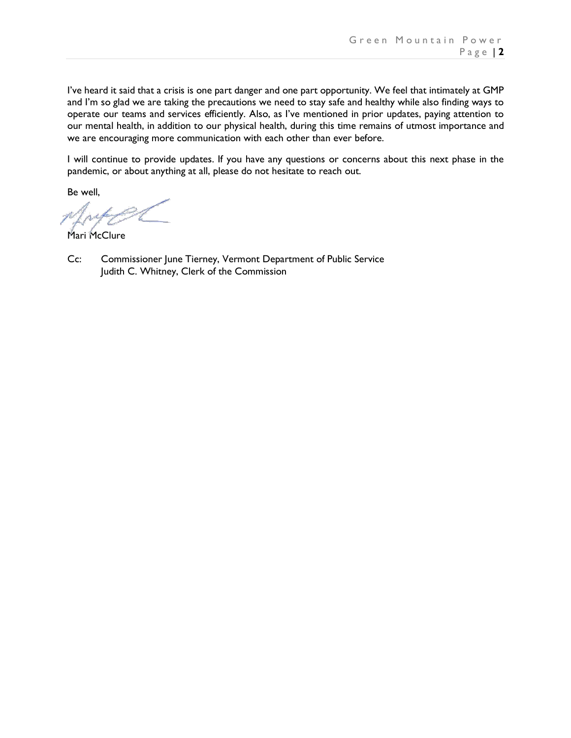I've heard it said that a crisis is one part danger and one part opportunity. We feel that intimately at GMP and I'm so glad we are taking the precautions we need to stay safe and healthy while also finding ways to operate our teams and services efficiently. Also, as I've mentioned in prior updates, paying attention to our mental health, in addition to our physical health, during this time remains of utmost importance and we are encouraging more communication with each other than ever before.

I will continue to provide updates. If you have any questions or concerns about this next phase in the pandemic, or about anything at all, please do not hesitate to reach out.

Be well,

Mari McClure

Cc: Commissioner June Tierney, Vermont Department of Public Service
Judith C. Whitney, Clerk of the Commission